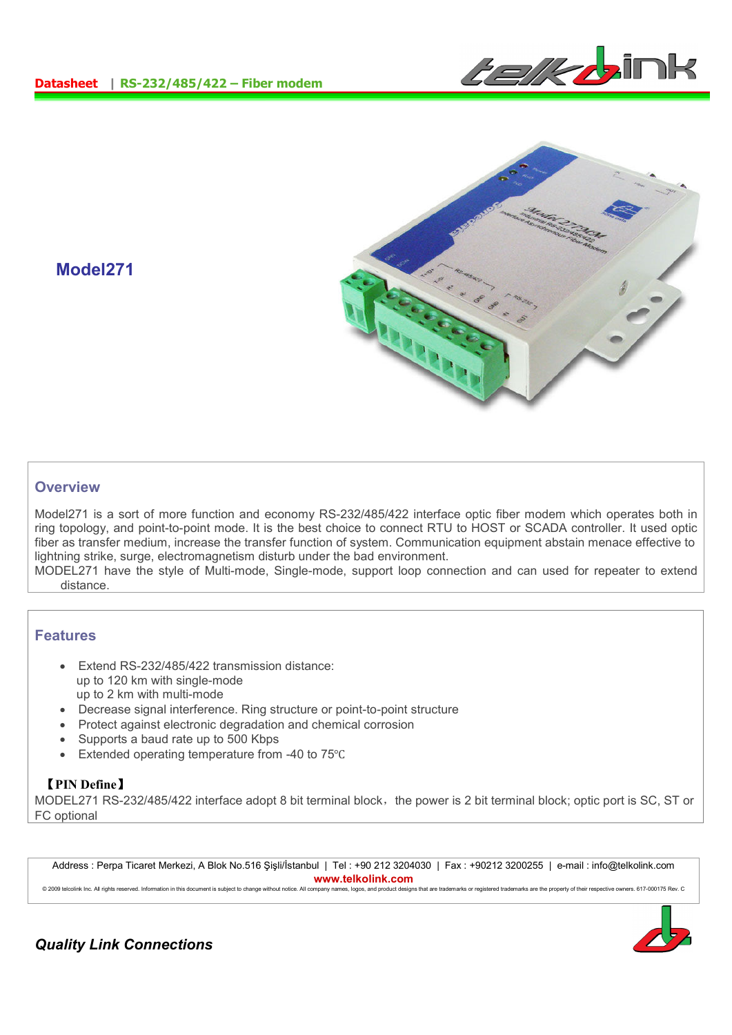Datasheet | RS-232/485/422 – Fiber modem

## Model271

## Overview

Model271 is a sort of more function and economy RS-232/485/422 interface optic fiber modem which operates both in ring topology, and point-to-point mode. It is the best choice to connect RTU to HOST or SCADA controller. It used optic fiber as transfer medium, increase the transfer function of system. Communication equipment abstain menace effective to lightning strike, surge, electromagnetism disturb under the bad environment.
MODEL271 have the style of Multi-mode, Single-mode, support loop connection and can used for repeater to extend distance.

## Features

- Extend RS-232/485/422 transmission distance:
  up to 120 km with single-mode
  up to 2 km with multi-mode
- Decrease signal interference. Ring structure or point-to-point structure
- Protect against electronic degradation and chemical corrosion
- Supports a baud rate up to 500 Kbps
- Extended operating temperature from -40 to 75℃

**【PIN Define】**

MODEL271 RS-232/485/422 interface adopt 8 bit terminal block，the power is 2 bit terminal block; optic port is SC, ST or FC optional

Address : Perpa Ticaret Merkezi, A Blok No.516 Şişli/İstanbul | Tel : +90 212 3204030 | Fax : +90212 3200255 | e-mail : info@telkolink.com
www.telkolink.com
© 2009 telcolink Inc. All rights reserved. Information in this document is subject to change without notice. All company names, logos, and product designs that are trademarks or registered trademarks are the property of their respective owners. 617-000175 Rev. C

*Quality Link Connections*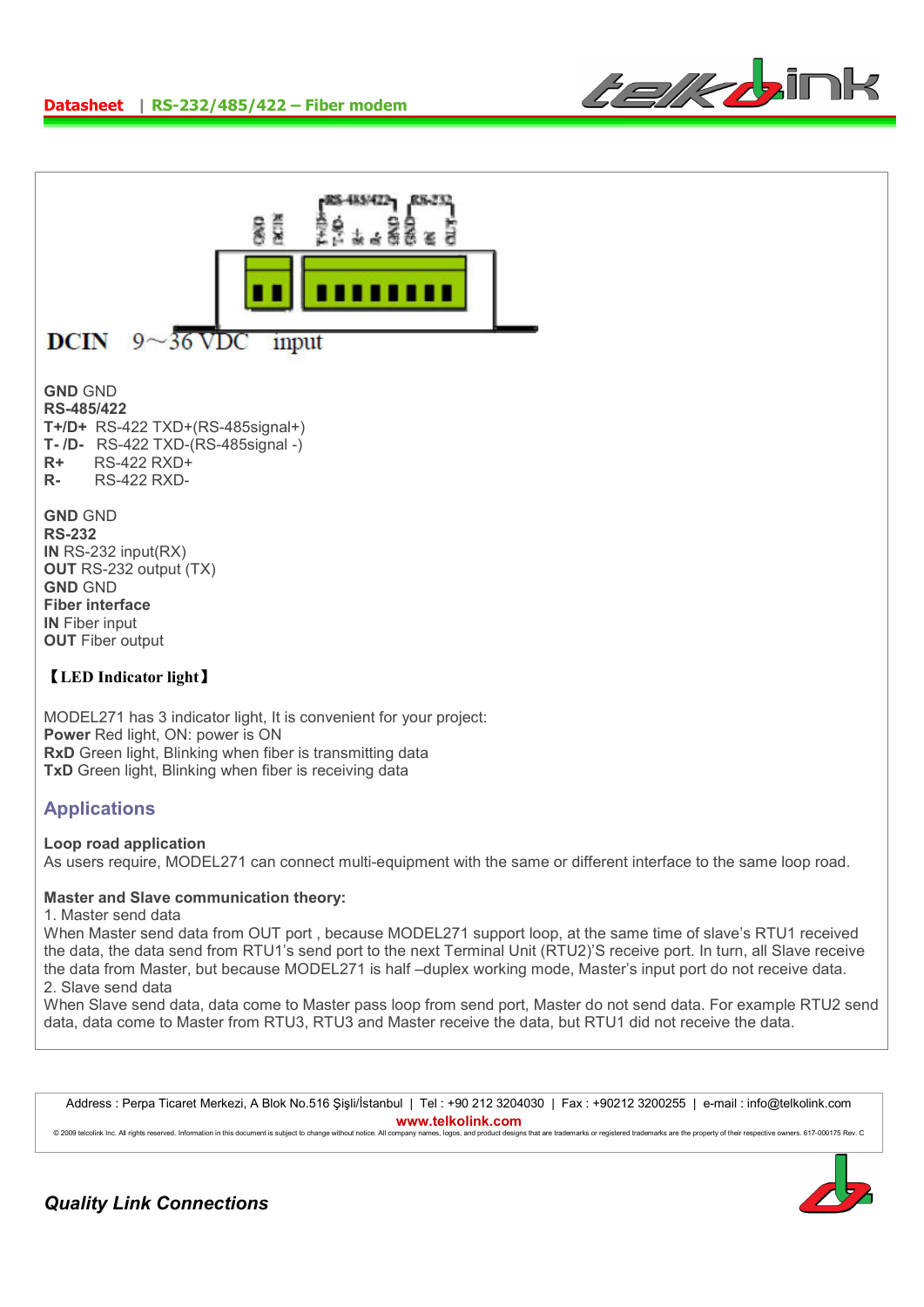DCIN 9～36 VDC input

**GND** GND
**RS-485/422**
**T+/D+** RS-422 TXD+(RS-485signal+)
**T- /D-** RS-422 TXD-(RS-485signal -)
**R+** RS-422 RXD+
**R-** RS-422 RXD-

**GND** GND
**RS-232**
**IN** RS-232 input(RX)
**OUT** RS-232 output (TX)
**GND** GND
**Fiber interface**
**IN** Fiber input
**OUT** Fiber output

**【LED Indicator light】**

MODEL271 has 3 indicator light, It is convenient for your project:
**Power** Red light, ON: power is ON
**RxD** Green light, Blinking when fiber is transmitting data
**TxD** Green light, Blinking when fiber is receiving data

## Applications

**Loop road application**
As users require, MODEL271 can connect multi-equipment with the same or different interface to the same loop road.

**Master and Slave communication theory:**
1. Master send data
When Master send data from OUT port , because MODEL271 support loop, at the same time of slave's RTU1 received the data, the data send from RTU1's send port to the next Terminal Unit (RTU2)'S receive port. In turn, all Slave receive the data from Master, but because MODEL271 is half –duplex working mode, Master's input port do not receive data.
2. Slave send data
When Slave send data, data come to Master pass loop from send port, Master do not send data. For example RTU2 send data, data come to Master from RTU3, RTU3 and Master receive the data, but RTU1 did not receive the data.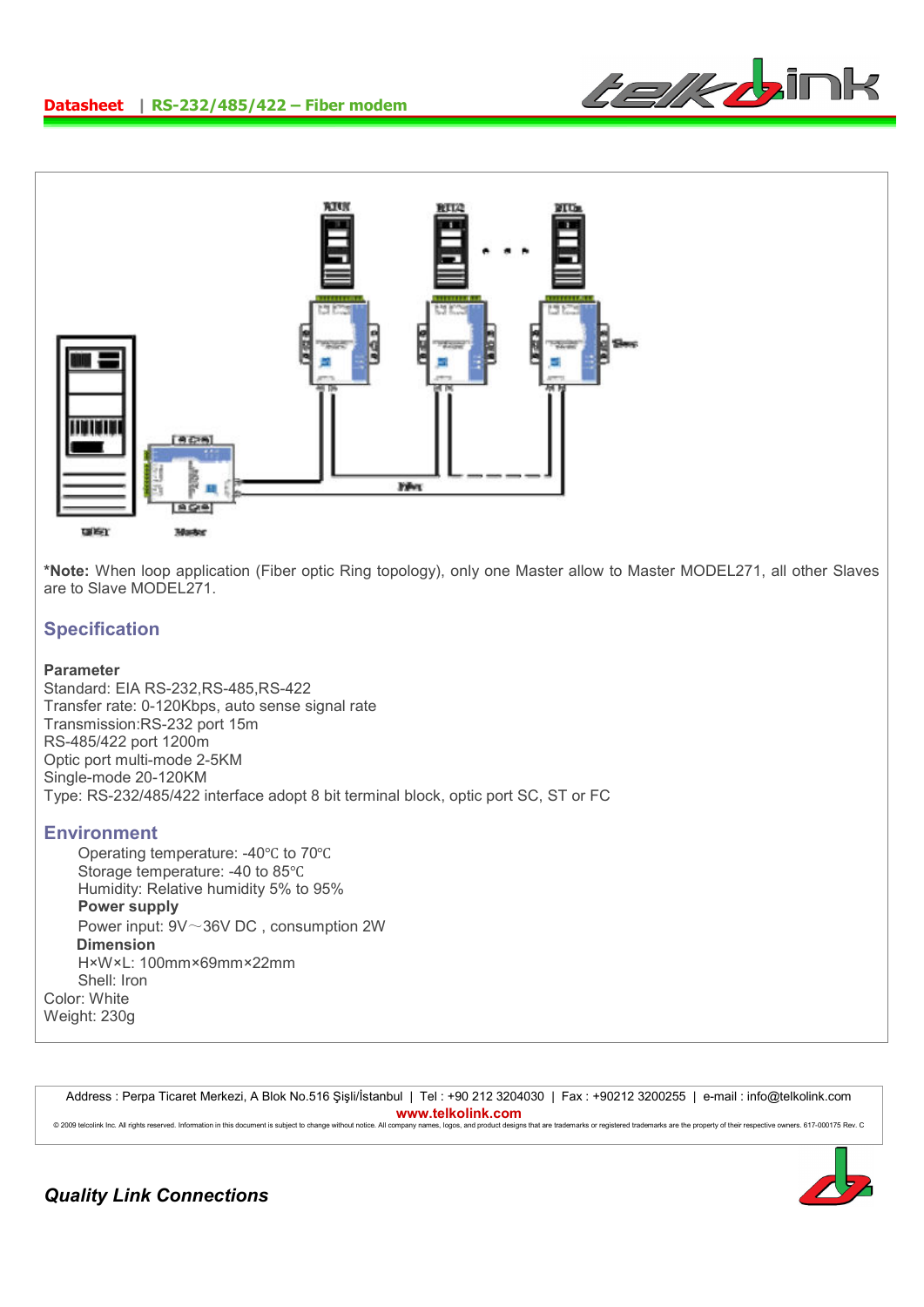*Note: When loop application (Fiber optic Ring topology), only one Master allow to Master MODEL271, all other Slaves are to Slave MODEL271.

## Specification

**Parameter**

Standard: EIA RS-232,RS-485,RS-422
Transfer rate: 0-120Kbps, auto sense signal rate
Transmission:RS-232 port 15m
RS-485/422 port 1200m
Optic port multi-mode 2-5KM
Single-mode 20-120KM
Type: RS-232/485/422 interface adopt 8 bit terminal block, optic port SC, ST or FC

## Environment

Operating temperature: -40℃ to 70℃
Storage temperature: -40 to 85℃
Humidity: Relative humidity 5% to 95%

**Power supply**

Power input: 9V～36V DC , consumption 2W

**Dimension**

H×W×L: 100mm×69mm×22mm
Shell: Iron

Color: White
Weight: 230g

Address : Perpa Ticaret Merkezi, A Blok No.516 Şişli/İstanbul | Tel : +90 212 3204030 | Fax : +90212 3200255 | e-mail : info@telkolink.com
www.telkolink.com
© 2009 telcolink Inc. All rights reserved. Information in this document is subject to change without notice. All company names, logos, and product designs that are trademarks or registered trademarks are the property of their respective owners. 617-000175 Rev. C

***Quality Link Connections***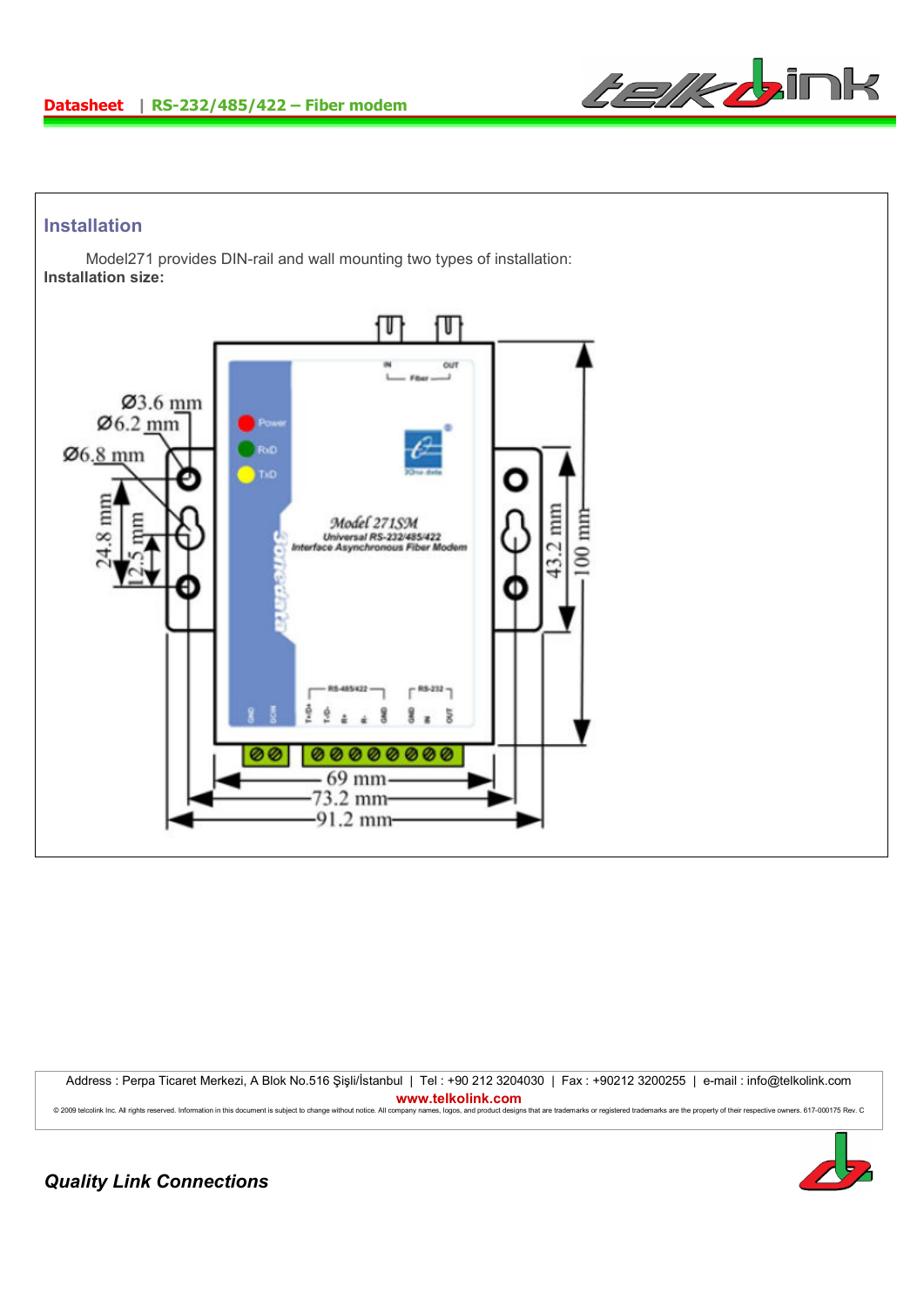## Installation

Model271 provides DIN-rail and wall mounting two types of installation:

**Installation size:**

Ø3.6 mm
Ø6.2 mm
Ø6.8 mm
24.8 mm
12.5 mm
43.2 mm
100 mm
69 mm
73.2 mm
91.2 mm

IN
OUT
Fiber
Power
RxD
TxD
Model 271SM
Universal RS-232/485/422
Interface Asynchronous Fiber Modem
RS-485/422
RS-232
GND
DCIN
T+/D+
T-/D-
R+
R-
GND
GND
IN
OUT

Address : Perpa Ticaret Merkezi, A Blok No.516 Şişli/İstanbul | Tel : +90 212 3204030 | Fax : +90212 3200255 | e-mail : info@telkolink.com

www.telkolink.com

© 2009 telcolink Inc. All rights reserved. Information in this document is subject to change without notice. All company names, logos, and product designs that are trademarks or registered trademarks are the property of their respective owners. 617-000175 Rev. C

***Quality Link Connections***